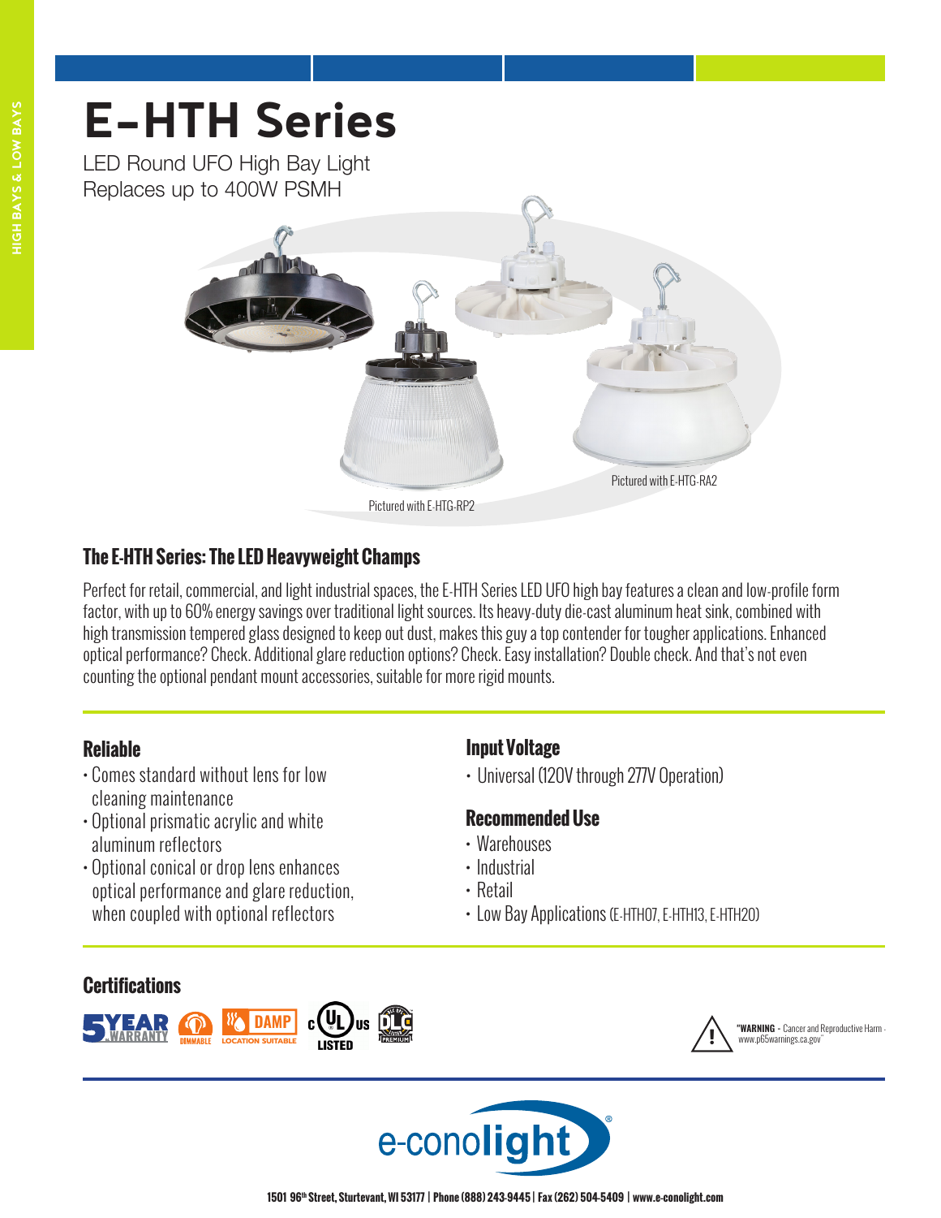# E-HTH Series

LED Round UFO High Bay Light
Replaces up to 400W PSMH

Pictured with E-HTG-RA2

Pictured with E-HTG-RP2

## The E-HTH Series: The LED Heavyweight Champs

Perfect for retail, commercial, and light industrial spaces, the E-HTH Series LED UFO high bay features a clean and low-profile form factor, with up to 60% energy savings over traditional light sources. Its heavy-duty die-cast aluminum heat sink, combined with high transmission tempered glass designed to keep out dust, makes this guy a top contender for tougher applications. Enhanced optical performance? Check. Additional glare reduction options? Check. Easy installation? Double check. And that's not even counting the optional pendant mount accessories, suitable for more rigid mounts.

### Reliable

- Comes standard without lens for low cleaning maintenance
- Optional prismatic acrylic and white aluminum reflectors
- Optional conical or drop lens enhances optical performance and glare reduction, when coupled with optional reflectors

### Input Voltage

- Universal (120V through 277V Operation)

### Recommended Use

- Warehouses
- Industrial
- Retail
- Low Bay Applications (E-HTH07, E-HTH13, E-HTH20)

### Certifications

5 YEAR WARRANTY | DIMMABLE | DAMP LOCATION SUITABLE | c UL US LISTED | DLC PREMIUM

"**WARNING** - Cancer and Reproductive Harm - www.p65warnings.ca.gov"

e-conolight®

1501 96th Street, Sturtevant, WI 53177 | Phone (888) 243-9445 | Fax (262) 504-5409 | www.e-conolight.com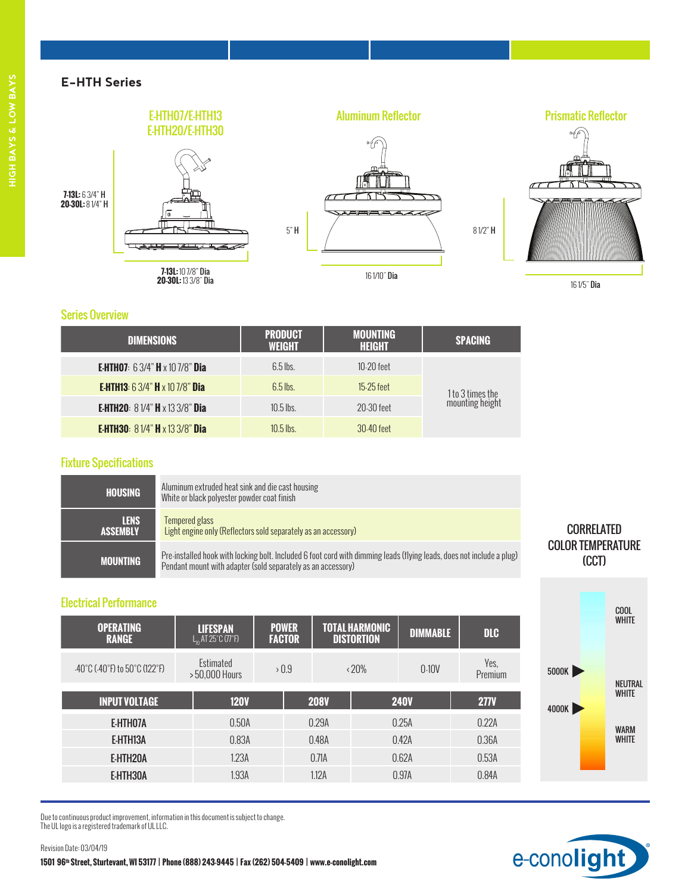## E-HTH Series

### E-HTH07/E-HTH13 E-HTH20/E-HTH30

**7-13L:** 6 3/4" H
**20-30L:** 8 1/4" H

**7-13L:** 10 7/8" Dia
**20-30L:** 13 3/8" Dia

### Aluminum Reflector

5" **H**

16 1/10" **Dia**

### Prismatic Reflector

8 1/2" **H**

16 1/5" **Dia**

### Series Overview

| DIMENSIONS | PRODUCT WEIGHT | MOUNTING HEIGHT | SPACING |
|---|---|---|---|
| **E-HTH07**: 6 3/4" **H** x 10 7/8" **Dia** | 6.5 lbs. | 10-20 feet | 1 to 3 times the mounting height |
| **E-HTH13**: 6 3/4" **H** x 10 7/8" **Dia** | 6.5 lbs. | 15-25 feet | |
| **E-HTH20**: 8 1/4" **H** x 13 3/8" **Dia** | 10.5 lbs. | 20-30 feet | |
| **E-HTH30**: 8 1/4" **H** x 13 3/8" **Dia** | 10.5 lbs. | 30-40 feet | |

### Fixture Specifications

| | |
|---|---|
| **HOUSING** | Aluminum extruded heat sink and die cast housing<br>White or black polyester powder coat finish |
| **LENS ASSEMBLY** | Tempered glass<br>Light engine only (Reflectors sold separately as an accessory) |
| **MOUNTING** | Pre-installed hook with locking bolt. Included 6 foot cord with dimming leads (flying leads, does not include a plug)<br>Pendant mount with adapter (sold separately as an accessory) |

### Electrical Performance

| OPERATING RANGE | LIFESPAN $L_{70}$ AT 25°C (77°F) | POWER FACTOR | TOTAL HARMONIC DISTORTION | DIMMABLE | DLC |
|---|---|---|---|---|---|
| -40°C (-40°F) to 50°C (122°F) | Estimated >50,000 Hours | >0.9 | <20% | 0-10V | Yes, Premium |

| INPUT VOLTAGE | 120V | 208V | 240V | 277V |
|---|---|---|---|---|
| E-HTH07A | 0.50A | 0.29A | 0.25A | 0.22A |
| E-HTH13A | 0.83A | 0.48A | 0.42A | 0.36A |
| E-HTH20A | 1.23A | 0.71A | 0.62A | 0.53A |
| E-HTH30A | 1.93A | 1.12A | 0.97A | 0.84A |

### CORRELATED COLOR TEMPERATURE (CCT)

COOL WHITE

5000K

NEUTRAL WHITE

4000K

WARM WHITE

Due to continuous product improvement, information in this document is subject to change.
The UL logo is a registered trademark of UL LLC.

Revision Date: 03/04/19

**1501 96th Street, Sturtevant, WI 53177 | Phone (888) 243-9445 | Fax (262) 504-5409 | www.e-conolight.com**

e-conolight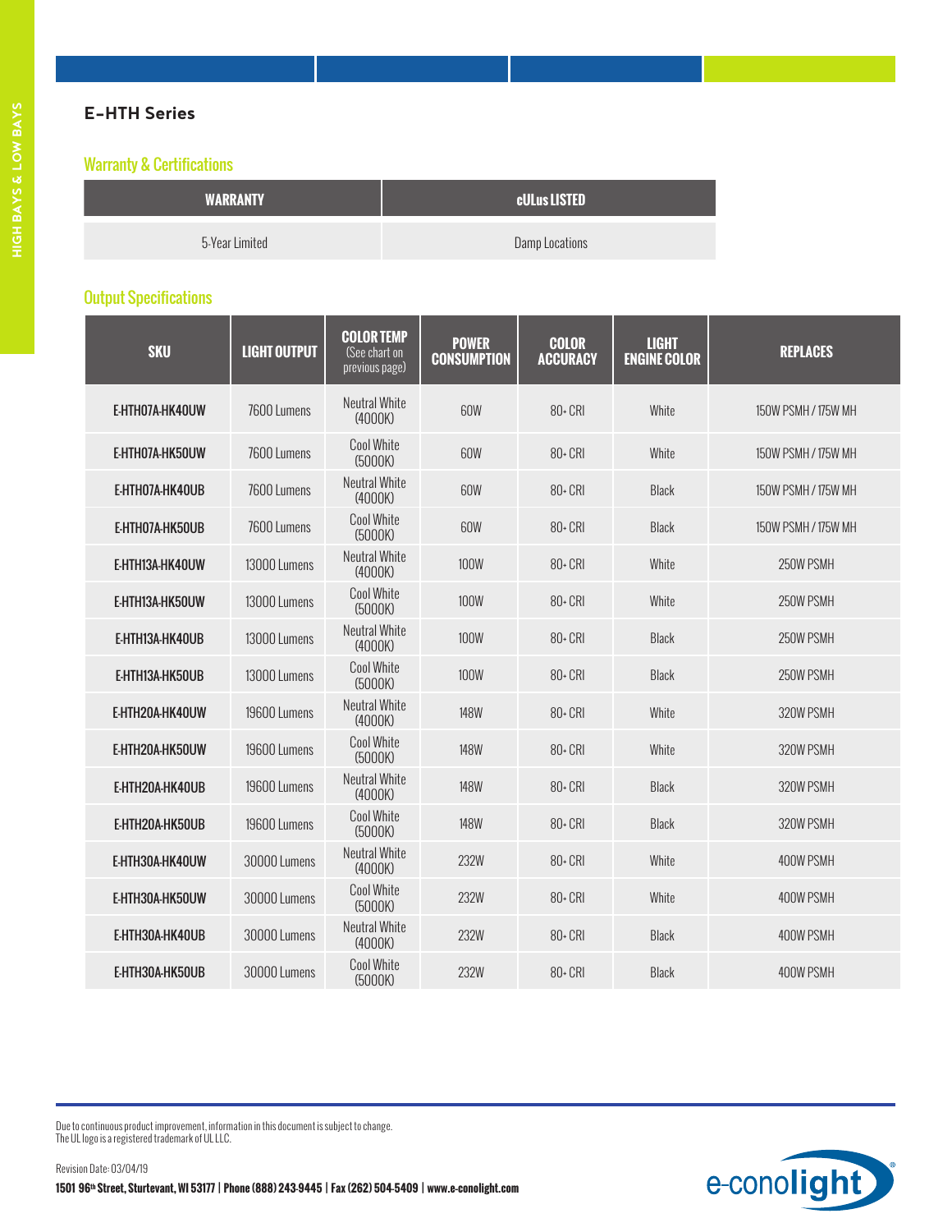## E-HTH Series

### Warranty & Certifications

| WARRANTY | cULus LISTED |
|---|---|
| 5-Year Limited | Damp Locations |

### Output Specifications

| SKU | LIGHT OUTPUT | COLOR TEMP (See chart on previous page) | POWER CONSUMPTION | COLOR ACCURACY | LIGHT ENGINE COLOR | REPLACES |
|---|---|---|---|---|---|---|
| E-HTH07A-HK40UW | 7600 Lumens | Neutral White (4000K) | 60W | 80+ CRI | White | 150W PSMH / 175W MH |
| E-HTH07A-HK50UW | 7600 Lumens | Cool White (5000K) | 60W | 80+ CRI | White | 150W PSMH / 175W MH |
| E-HTH07A-HK40UB | 7600 Lumens | Neutral White (4000K) | 60W | 80+ CRI | Black | 150W PSMH / 175W MH |
| E-HTH07A-HK50UB | 7600 Lumens | Cool White (5000K) | 60W | 80+ CRI | Black | 150W PSMH / 175W MH |
| E-HTH13A-HK40UW | 13000 Lumens | Neutral White (4000K) | 100W | 80+ CRI | White | 250W PSMH |
| E-HTH13A-HK50UW | 13000 Lumens | Cool White (5000K) | 100W | 80+ CRI | White | 250W PSMH |
| E-HTH13A-HK40UB | 13000 Lumens | Neutral White (4000K) | 100W | 80+ CRI | Black | 250W PSMH |
| E-HTH13A-HK50UB | 13000 Lumens | Cool White (5000K) | 100W | 80+ CRI | Black | 250W PSMH |
| E-HTH20A-HK40UW | 19600 Lumens | Neutral White (4000K) | 148W | 80+ CRI | White | 320W PSMH |
| E-HTH20A-HK50UW | 19600 Lumens | Cool White (5000K) | 148W | 80+ CRI | White | 320W PSMH |
| E-HTH20A-HK40UB | 19600 Lumens | Neutral White (4000K) | 148W | 80+ CRI | Black | 320W PSMH |
| E-HTH20A-HK50UB | 19600 Lumens | Cool White (5000K) | 148W | 80+ CRI | Black | 320W PSMH |
| E-HTH30A-HK40UW | 30000 Lumens | Neutral White (4000K) | 232W | 80+ CRI | White | 400W PSMH |
| E-HTH30A-HK50UW | 30000 Lumens | Cool White (5000K) | 232W | 80+ CRI | White | 400W PSMH |
| E-HTH30A-HK40UB | 30000 Lumens | Neutral White (4000K) | 232W | 80+ CRI | Black | 400W PSMH |
| E-HTH30A-HK50UB | 30000 Lumens | Cool White (5000K) | 232W | 80+ CRI | Black | 400W PSMH |

Due to continuous product improvement, information in this document is subject to change.
The UL logo is a registered trademark of UL LLC.

Revision Date: 03/04/19

**1501 96th Street, Sturtevant, WI 53177 | Phone (888) 243-9445 | Fax (262) 504-5409 | www.e-conolight.com**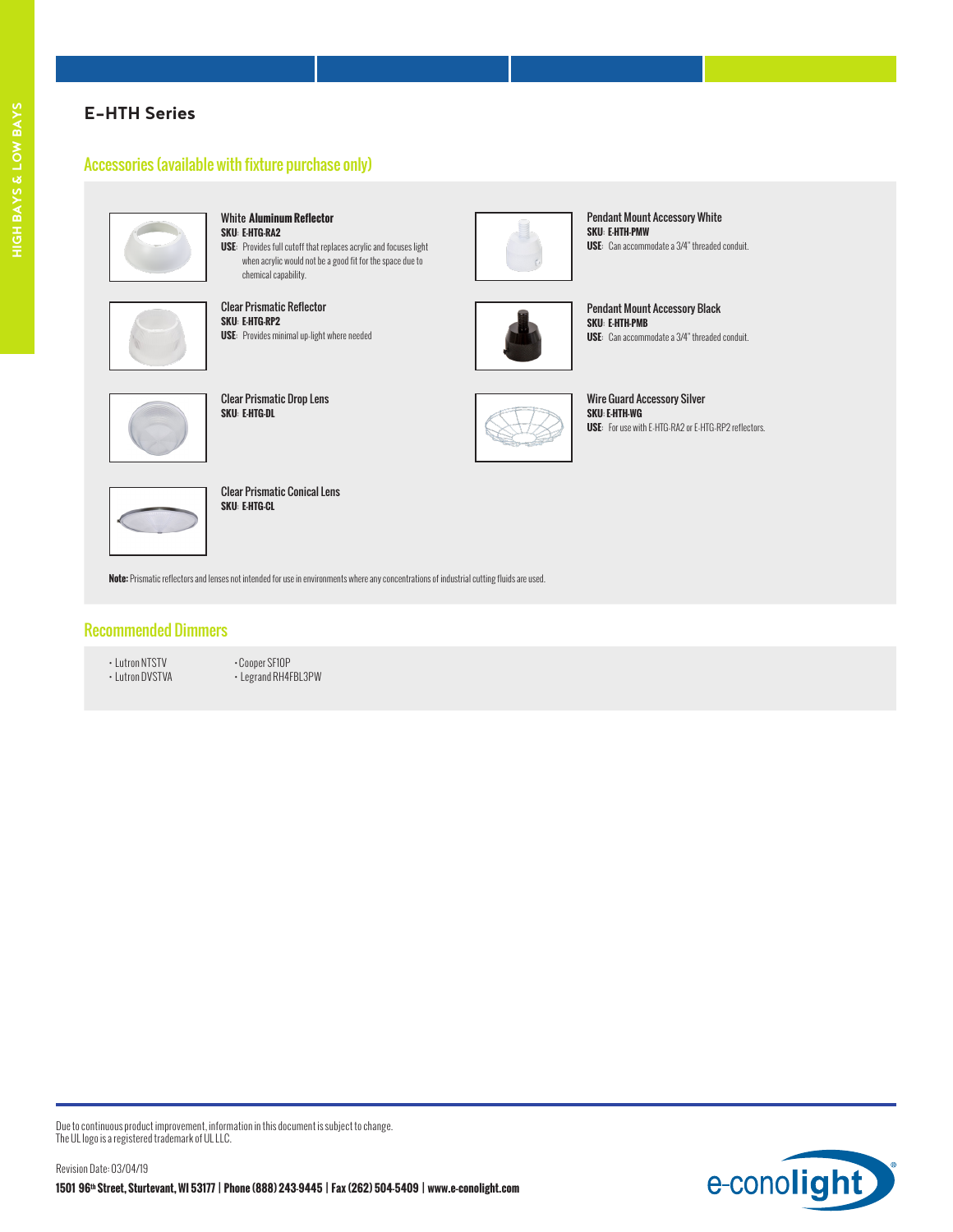## E-HTH Series

### Accessories (available with fixture purchase only)

**White Aluminum Reflector**
**SKU**: **E-HTG-RA2**
**USE**: Provides full cutoff that replaces acrylic and focuses light when acrylic would not be a good fit for the space due to chemical capability.

**Clear Prismatic Reflector**
**SKU**: **E-HTG-RP2**
**USE**: Provides minimal up-light where needed

**Clear Prismatic Drop Lens**
**SKU**: **E-HTG-DL**

**Clear Prismatic Conical Lens**
**SKU**: **E-HTG-CL**

**Pendant Mount Accessory White**
**SKU**: **E-HTH-PMW**
**USE**: Can accommodate a 3/4" threaded conduit.

**Pendant Mount Accessory Black**
**SKU**: **E-HTH-PMB**
**USE**: Can accommodate a 3/4" threaded conduit.

**Wire Guard Accessory Silver**
**SKU**: **E-HTH-WG**
**USE**: For use with E-HTG-RA2 or E-HTG-RP2 reflectors.

**Note:** Prismatic reflectors and lenses not intended for use in environments where any concentrations of industrial cutting fluids are used.

### Recommended Dimmers

- Lutron NTSTV
- Lutron DVSTVA
- Cooper SF10P
- Legrand RH4FBL3PW

Due to continuous product improvement, information in this document is subject to change.
The UL logo is a registered trademark of UL LLC.

Revision Date: 03/04/19

**1501 96th Street, Sturtevant, WI 53177 | Phone (888) 243-9445 | Fax (262) 504-5409 | www.e-conolight.com**